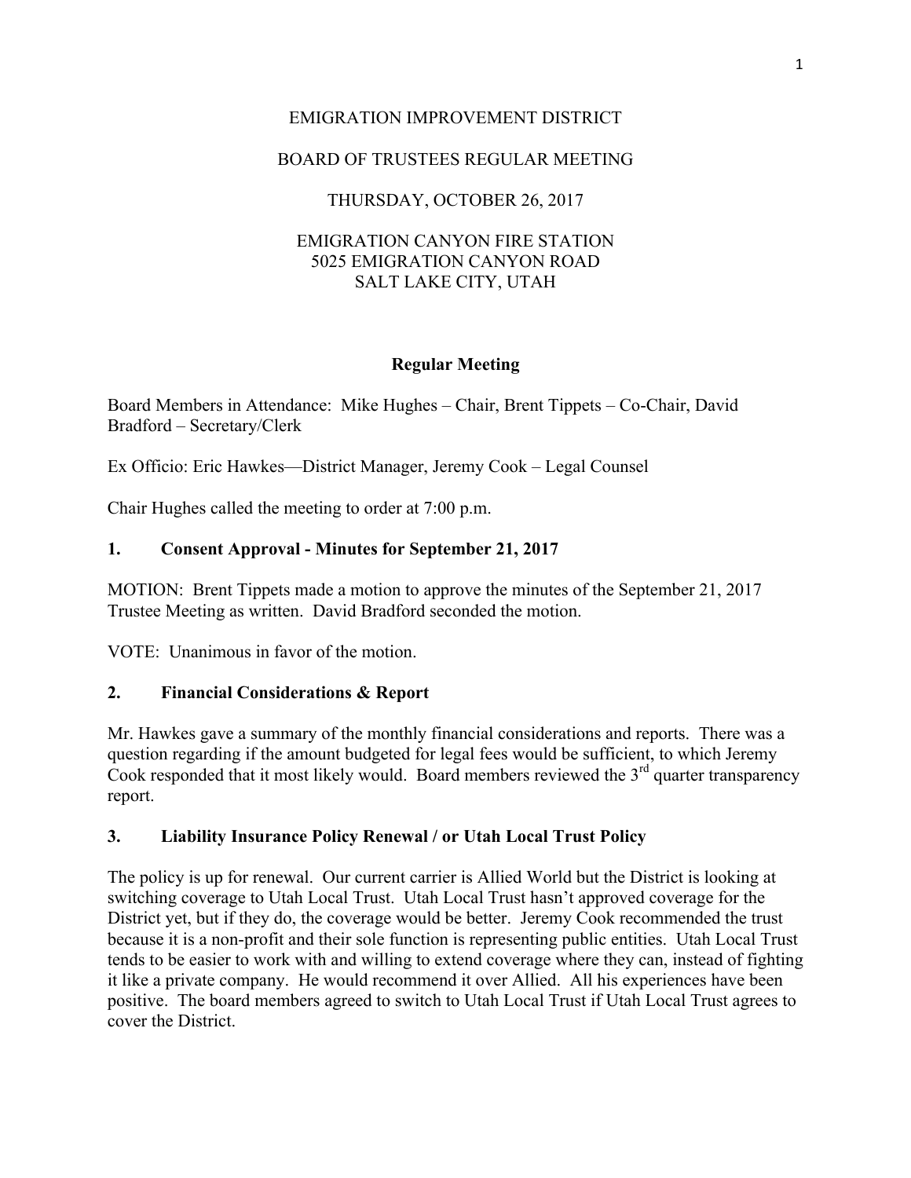EMIGRATION IMPROVEMENT DISTRICT

BOARD OF TRUSTEES REGULAR MEETING

THURSDAY, OCTOBER 26, 2017

EMIGRATION CANYON FIRE STATION
5025 EMIGRATION CANYON ROAD
SALT LAKE CITY, UTAH

**Regular Meeting**

Board Members in Attendance: Mike Hughes – Chair, Brent Tippets – Co-Chair, David Bradford – Secretary/Clerk

Ex Officio: Eric Hawkes—District Manager, Jeremy Cook – Legal Counsel

Chair Hughes called the meeting to order at 7:00 p.m.

## 1. Consent Approval - Minutes for September 21, 2017

MOTION: Brent Tippets made a motion to approve the minutes of the September 21, 2017 Trustee Meeting as written. David Bradford seconded the motion.

VOTE: Unanimous in favor of the motion.

## 2. Financial Considerations & Report

Mr. Hawkes gave a summary of the monthly financial considerations and reports. There was a question regarding if the amount budgeted for legal fees would be sufficient, to which Jeremy Cook responded that it most likely would. Board members reviewed the 3rd quarter transparency report.

## 3. Liability Insurance Policy Renewal / or Utah Local Trust Policy

The policy is up for renewal. Our current carrier is Allied World but the District is looking at switching coverage to Utah Local Trust. Utah Local Trust hasn't approved coverage for the District yet, but if they do, the coverage would be better. Jeremy Cook recommended the trust because it is a non-profit and their sole function is representing public entities. Utah Local Trust tends to be easier to work with and willing to extend coverage where they can, instead of fighting it like a private company. He would recommend it over Allied. All his experiences have been positive. The board members agreed to switch to Utah Local Trust if Utah Local Trust agrees to cover the District.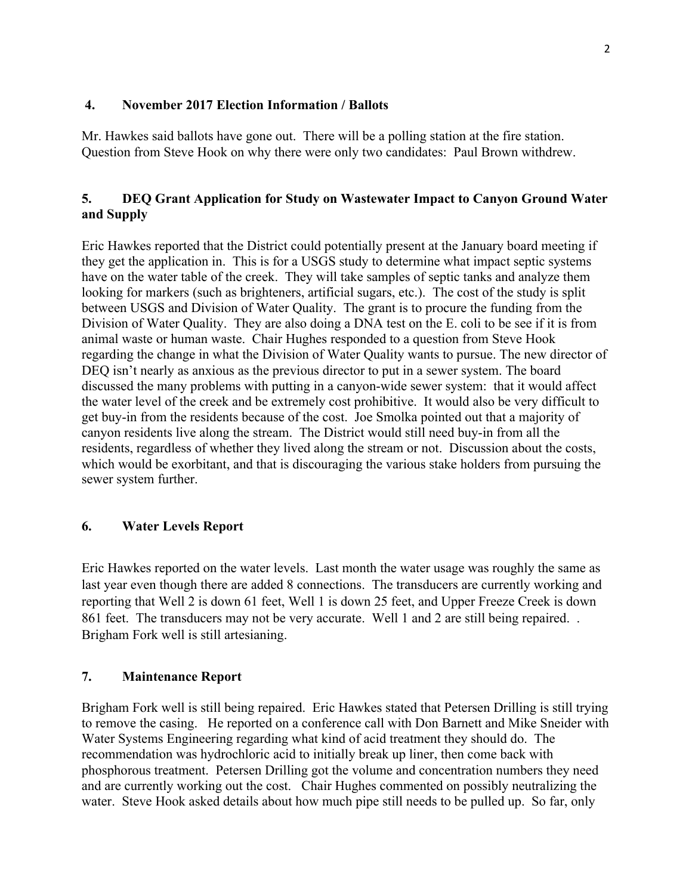## 4. November 2017 Election Information / Ballots

Mr. Hawkes said ballots have gone out. There will be a polling station at the fire station. Question from Steve Hook on why there were only two candidates: Paul Brown withdrew.

## 5. DEQ Grant Application for Study on Wastewater Impact to Canyon Ground Water and Supply

Eric Hawkes reported that the District could potentially present at the January board meeting if they get the application in. This is for a USGS study to determine what impact septic systems have on the water table of the creek. They will take samples of septic tanks and analyze them looking for markers (such as brighteners, artificial sugars, etc.). The cost of the study is split between USGS and Division of Water Quality. The grant is to procure the funding from the Division of Water Quality. They are also doing a DNA test on the E. coli to be see if it is from animal waste or human waste. Chair Hughes responded to a question from Steve Hook regarding the change in what the Division of Water Quality wants to pursue. The new director of DEQ isn't nearly as anxious as the previous director to put in a sewer system. The board discussed the many problems with putting in a canyon-wide sewer system: that it would affect the water level of the creek and be extremely cost prohibitive. It would also be very difficult to get buy-in from the residents because of the cost. Joe Smolka pointed out that a majority of canyon residents live along the stream. The District would still need buy-in from all the residents, regardless of whether they lived along the stream or not. Discussion about the costs, which would be exorbitant, and that is discouraging the various stake holders from pursuing the sewer system further.

## 6. Water Levels Report

Eric Hawkes reported on the water levels. Last month the water usage was roughly the same as last year even though there are added 8 connections. The transducers are currently working and reporting that Well 2 is down 61 feet, Well 1 is down 25 feet, and Upper Freeze Creek is down 861 feet. The transducers may not be very accurate. Well 1 and 2 are still being repaired. . Brigham Fork well is still artesianing.

## 7. Maintenance Report

Brigham Fork well is still being repaired. Eric Hawkes stated that Petersen Drilling is still trying to remove the casing. He reported on a conference call with Don Barnett and Mike Sneider with Water Systems Engineering regarding what kind of acid treatment they should do. The recommendation was hydrochloric acid to initially break up liner, then come back with phosphorous treatment. Petersen Drilling got the volume and concentration numbers they need and are currently working out the cost. Chair Hughes commented on possibly neutralizing the water. Steve Hook asked details about how much pipe still needs to be pulled up. So far, only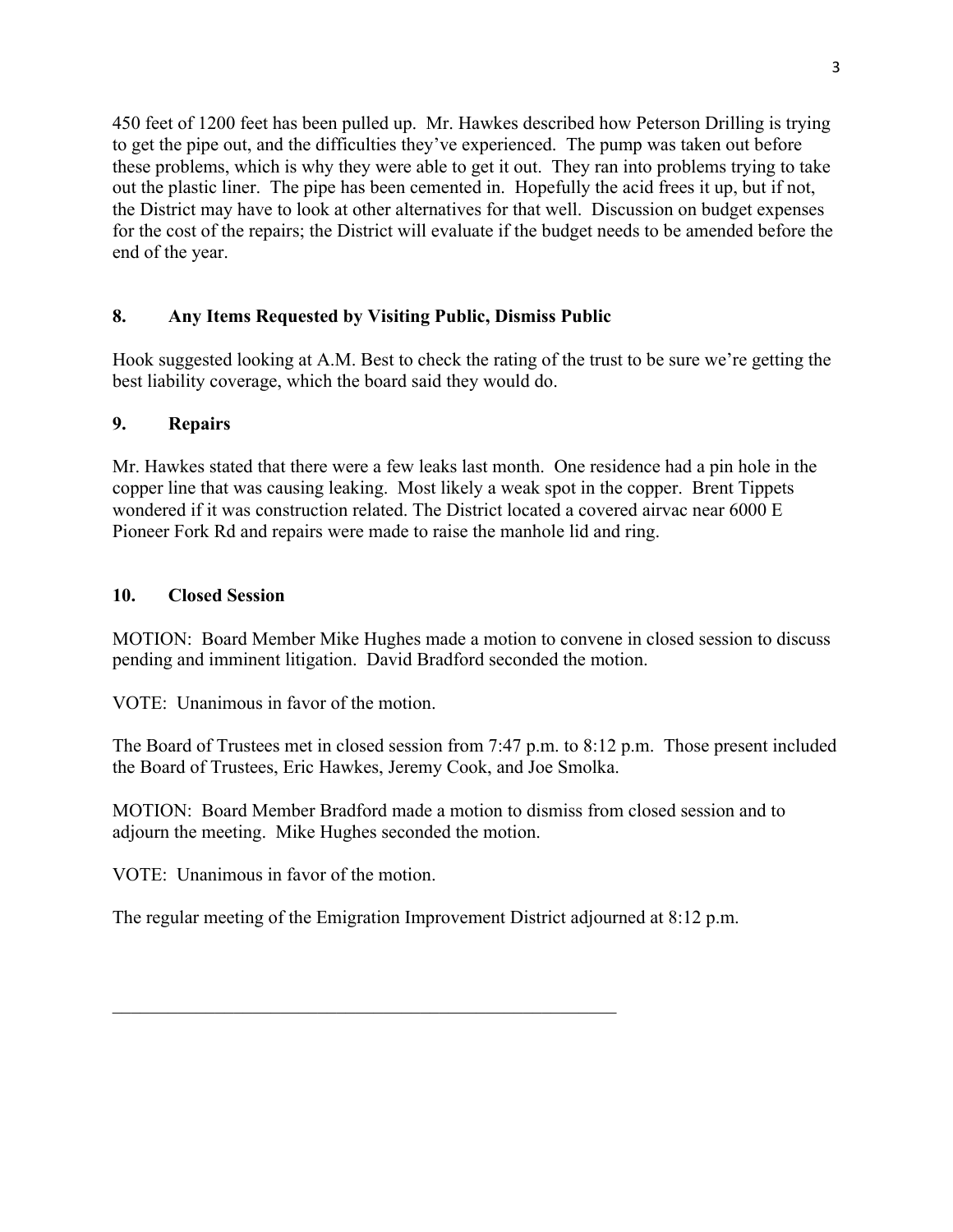450 feet of 1200 feet has been pulled up. Mr. Hawkes described how Peterson Drilling is trying to get the pipe out, and the difficulties they've experienced. The pump was taken out before these problems, which is why they were able to get it out. They ran into problems trying to take out the plastic liner. The pipe has been cemented in. Hopefully the acid frees it up, but if not, the District may have to look at other alternatives for that well. Discussion on budget expenses for the cost of the repairs; the District will evaluate if the budget needs to be amended before the end of the year.

**8. Any Items Requested by Visiting Public, Dismiss Public**

Hook suggested looking at A.M. Best to check the rating of the trust to be sure we're getting the best liability coverage, which the board said they would do.

**9. Repairs**

Mr. Hawkes stated that there were a few leaks last month. One residence had a pin hole in the copper line that was causing leaking. Most likely a weak spot in the copper. Brent Tippets wondered if it was construction related. The District located a covered airvac near 6000 E Pioneer Fork Rd and repairs were made to raise the manhole lid and ring.

**10. Closed Session**

MOTION: Board Member Mike Hughes made a motion to convene in closed session to discuss pending and imminent litigation. David Bradford seconded the motion.

VOTE: Unanimous in favor of the motion.

The Board of Trustees met in closed session from 7:47 p.m. to 8:12 p.m. Those present included the Board of Trustees, Eric Hawkes, Jeremy Cook, and Joe Smolka.

MOTION: Board Member Bradford made a motion to dismiss from closed session and to adjourn the meeting. Mike Hughes seconded the motion.

VOTE: Unanimous in favor of the motion.

The regular meeting of the Emigration Improvement District adjourned at 8:12 p.m.

\_\_\_\_\_\_\_\_\_\_\_\_\_\_\_\_\_\_\_\_\_\_\_\_\_\_\_\_\_\_\_\_\_\_\_\_\_\_\_\_\_\_\_\_\_\_\_\_\_\_\_\_\_\_